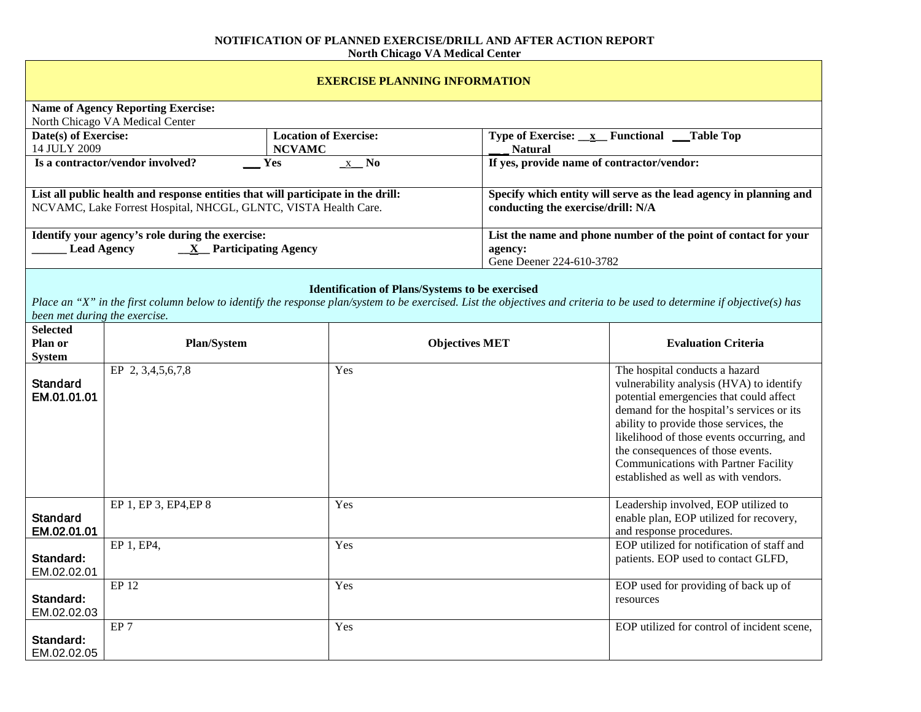# NOTIFICATION OF PLANNED EXERCISE/DRILL AND AFTER ACTION REPORT

**North Chicago VA Medical Center**

## EXERCISE PLANNING INFORMATION

**Name of Agency Reporting Exercise:**
North Chicago VA Medical Center

| **Date(s) of Exercise:** 14 JULY 2009 | **Location of Exercise:** **NCVAMC** | **Type of Exercise:** __x__ Functional ___Table Top ___ Natural |
|---|---|---|
| **Is a contractor/vendor involved?** ___ Yes _x__ No | | **If yes, provide name of contractor/vendor:** |
| **List all public health and response entities that will participate in the drill:** NCVAMC, Lake Forrest Hospital, NHCGL, GLNTC, VISTA Health Care. | | **Specify which entity will serve as the lead agency in planning and conducting the exercise/drill: N/A** |
| **Identify your agency's role during the exercise:** ______ Lead Agency __X__ Participating Agency | | **List the name and phone number of the point of contact for your agency:** Gene Deener 224-610-3782 |

### Identification of Plans/Systems to be exercised

*Place an "X" in the first column below to identify the response plan/system to be exercised. List the objectives and criteria to be used to determine if objective(s) has been met during the exercise.*

| Selected Plan or System | Plan/System | Objectives MET | Evaluation Criteria |
|---|---|---|---|
| **Standard EM.01.01.01** | EP 2, 3,4,5,6,7,8 | Yes | The hospital conducts a hazard vulnerability analysis (HVA) to identify potential emergencies that could affect demand for the hospital's services or its ability to provide those services, the likelihood of those events occurring, and the consequences of those events. Communications with Partner Facility established as well as with vendors. |
| **Standard EM.02.01.01** | EP 1, EP 3, EP4,EP 8 | Yes | Leadership involved, EOP utilized to enable plan, EOP utilized for recovery, and response procedures. |
| **Standard:** EM.02.02.01 | EP 1, EP4, | Yes | EOP utilized for notification of staff and patients. EOP used to contact GLFD, |
| **Standard:** EM.02.02.03 | EP 12 | Yes | EOP used for providing of back up of resources |
| **Standard:** EM.02.02.05 | EP 7 | Yes | EOP utilized for control of incident scene, |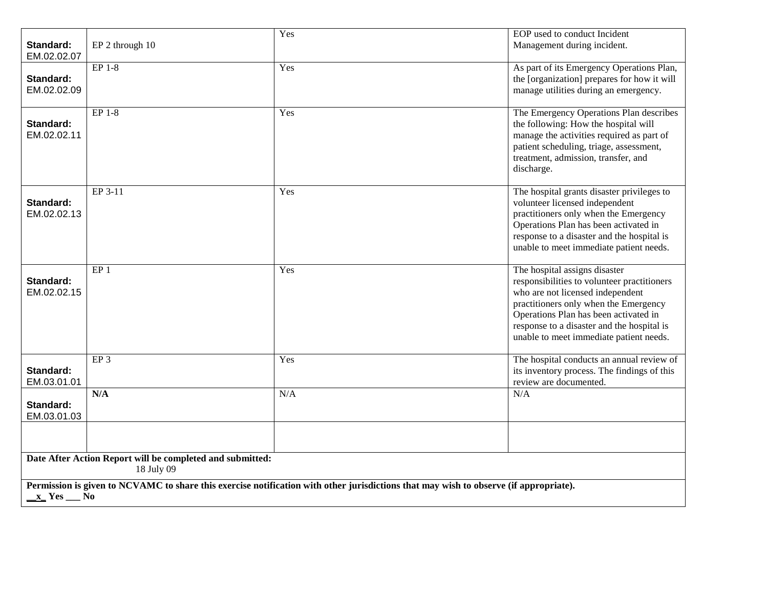| **Standard:** EM.02.02.07 | EP 2 through 10 | Yes | EOP used to conduct Incident Management during incident. |
|---|---|---|---|
| **Standard:** EM.02.02.09 | EP 1-8 | Yes | As part of its Emergency Operations Plan, the [organization] prepares for how it will manage utilities during an emergency. |
| **Standard:** EM.02.02.11 | EP 1-8 | Yes | The Emergency Operations Plan describes the following: How the hospital will manage the activities required as part of patient scheduling, triage, assessment, treatment, admission, transfer, and discharge. |
| **Standard:** EM.02.02.13 | EP 3-11 | Yes | The hospital grants disaster privileges to volunteer licensed independent practitioners only when the Emergency Operations Plan has been activated in response to a disaster and the hospital is unable to meet immediate patient needs. |
| **Standard:** EM.02.02.15 | EP 1 | Yes | The hospital assigns disaster responsibilities to volunteer practitioners who are not licensed independent practitioners only when the Emergency Operations Plan has been activated in response to a disaster and the hospital is unable to meet immediate patient needs. |
| **Standard:** EM.03.01.01 | EP 3 | Yes | The hospital conducts an annual review of its inventory process. The findings of this review are documented. |
| **Standard:** EM.03.01.03 | **N/A** | N/A | N/A |
| | | | |

**Date After Action Report will be completed and submitted:**
18 July 09

**Permission is given to NCVAMC to share this exercise notification with other jurisdictions that may wish to observe (if appropriate).**
**__x_ Yes ___ No**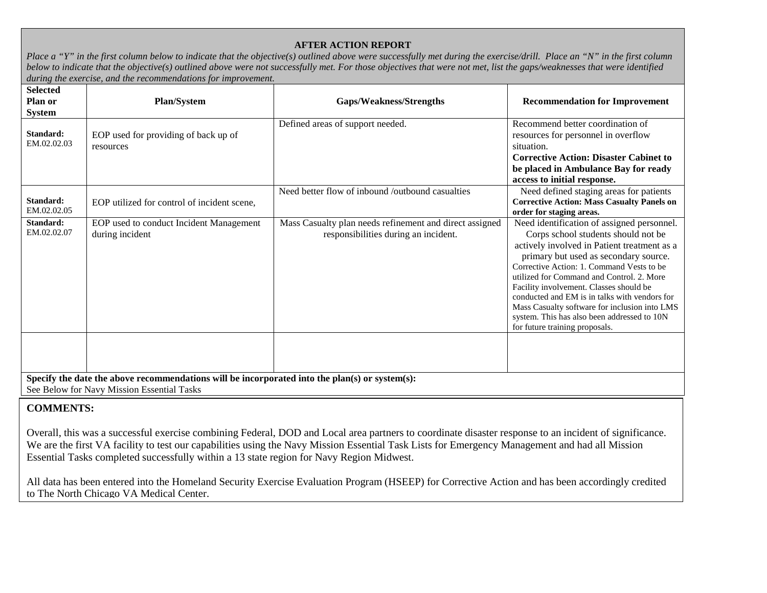**AFTER ACTION REPORT**

*Place a "Y" in the first column below to indicate that the objective(s) outlined above were successfully met during the exercise/drill. Place an "N" in the first column below to indicate that the objective(s) outlined above were not successfully met. For those objectives that were not met, list the gaps/weaknesses that were identified during the exercise, and the recommendations for improvement.*

| Selected Plan or System | Plan/System | Gaps/Weakness/Strengths | Recommendation for Improvement |
|---|---|---|---|
| **Standard:** EM.02.02.03 | EOP used for providing of back up of resources | Defined areas of support needed. | Recommend better coordination of resources for personnel in overflow situation. **Corrective Action: Disaster Cabinet to be placed in Ambulance Bay for ready access to initial response.** |
| **Standard:** EM.02.02.05 | EOP utilized for control of incident scene, | Need better flow of inbound /outbound casualties | Need defined staging areas for patients **Corrective Action: Mass Casualty Panels on order for staging areas.** |
| **Standard:** EM.02.02.07 | EOP used to conduct Incident Management during incident | Mass Casualty plan needs refinement and direct assigned responsibilities during an incident. | Need identification of assigned personnel. Corps school students should not be actively involved in Patient treatment as a primary but used as secondary source. Corrective Action: 1. Command Vests to be utilized for Command and Control. 2. More Facility involvement. Classes should be conducted and EM is in talks with vendors for Mass Casualty software for inclusion into LMS system. This has also been addressed to 10N for future training proposals. |
| | | | |

**Specify the date the above recommendations will be incorporated into the plan(s) or system(s):**
See Below for Navy Mission Essential Tasks

**COMMENTS:**

Overall, this was a successful exercise combining Federal, DOD and Local area partners to coordinate disaster response to an incident of significance. We are the first VA facility to test our capabilities using the Navy Mission Essential Task Lists for Emergency Management and had all Mission Essential Tasks completed successfully within a 13 state region for Navy Region Midwest.

All data has been entered into the Homeland Security Exercise Evaluation Program (HSEEP) for Corrective Action and has been accordingly credited to The North Chicago VA Medical Center.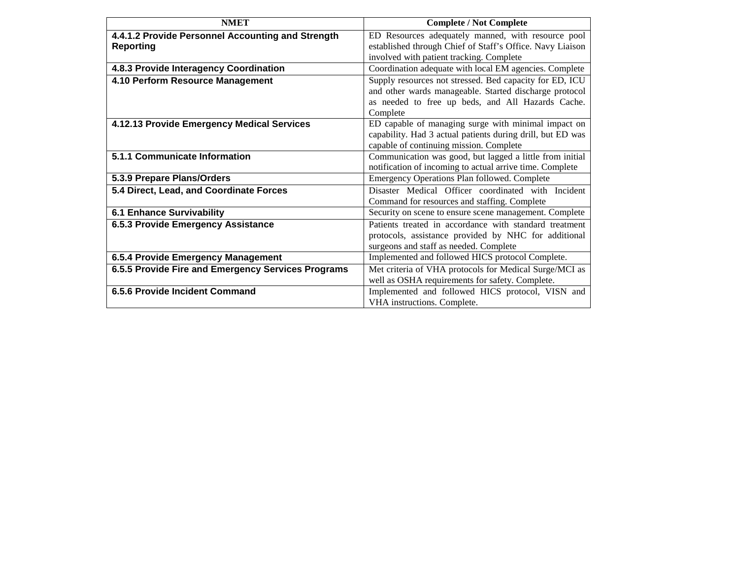| NMET | Complete / Not Complete |
| --- | --- |
| **4.4.1.2 Provide Personnel Accounting and Strength Reporting** | ED Resources adequately manned, with resource pool established through Chief of Staff's Office. Navy Liaison involved with patient tracking. Complete |
| **4.8.3 Provide Interagency Coordination** | Coordination adequate with local EM agencies. Complete |
| **4.10 Perform Resource Management** | Supply resources not stressed. Bed capacity for ED, ICU and other wards manageable. Started discharge protocol as needed to free up beds, and All Hazards Cache. Complete |
| **4.12.13 Provide Emergency Medical Services** | ED capable of managing surge with minimal impact on capability. Had 3 actual patients during drill, but ED was capable of continuing mission. Complete |
| **5.1.1 Communicate Information** | Communication was good, but lagged a little from initial notification of incoming to actual arrive time. Complete |
| **5.3.9 Prepare Plans/Orders** | Emergency Operations Plan followed. Complete |
| **5.4 Direct, Lead, and Coordinate Forces** | Disaster Medical Officer coordinated with Incident Command for resources and staffing. Complete |
| **6.1 Enhance Survivability** | Security on scene to ensure scene management. Complete |
| **6.5.3 Provide Emergency Assistance** | Patients treated in accordance with standard treatment protocols, assistance provided by NHC for additional surgeons and staff as needed. Complete |
| **6.5.4 Provide Emergency Management** | Implemented and followed HICS protocol Complete. |
| **6.5.5 Provide Fire and Emergency Services Programs** | Met criteria of VHA protocols for Medical Surge/MCI as well as OSHA requirements for safety. Complete. |
| **6.5.6 Provide Incident Command** | Implemented and followed HICS protocol, VISN and VHA instructions. Complete. |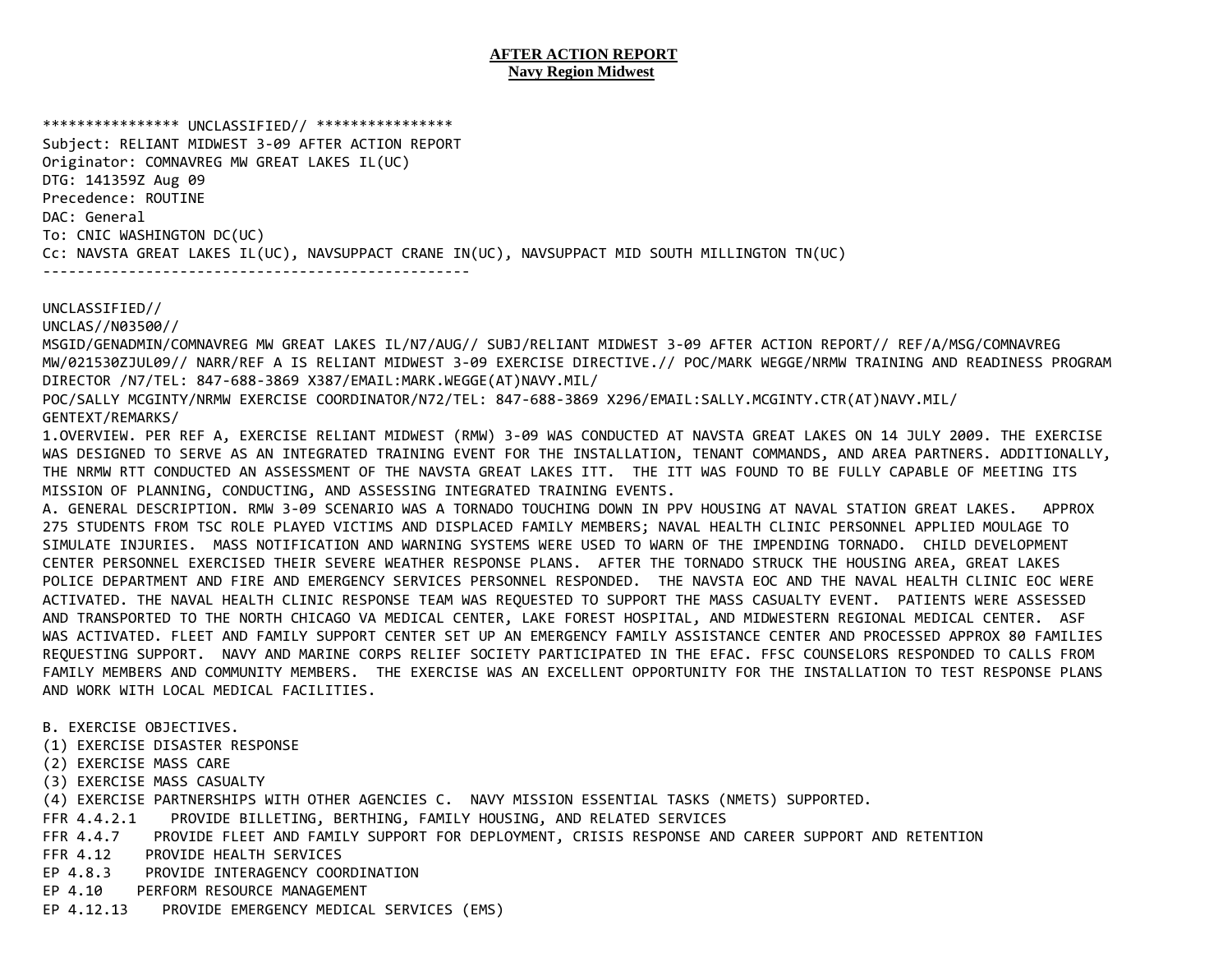**AFTER ACTION REPORT**
**Navy Region Midwest**

**************** UNCLASSIFIED// ****************
Subject: RELIANT MIDWEST 3-09 AFTER ACTION REPORT
Originator: COMNAVREG MW GREAT LAKES IL(UC)
DTG: 141359Z Aug 09
Precedence: ROUTINE
DAC: General
To: CNIC WASHINGTON DC(UC)
Cc: NAVSTA GREAT LAKES IL(UC), NAVSUPPACT CRANE IN(UC), NAVSUPPACT MID SOUTH MILLINGTON TN(UC)
--------------------------------------------------

UNCLASSIFIED//
UNCLAS//N03500//
MSGID/GENADMIN/COMNAVREG MW GREAT LAKES IL/N7/AUG// SUBJ/RELIANT MIDWEST 3-09 AFTER ACTION REPORT// REF/A/MSG/COMNAVREG MW/021530ZJUL09// NARR/REF A IS RELIANT MIDWEST 3-09 EXERCISE DIRECTIVE.// POC/MARK WEGGE/NRMW TRAINING AND READINESS PROGRAM DIRECTOR /N7/TEL: 847-688-3869 X387/EMAIL:MARK.WEGGE(AT)NAVY.MIL/
POC/SALLY MCGINTY/NRMW EXERCISE COORDINATOR/N72/TEL: 847-688-3869 X296/EMAIL:SALLY.MCGINTY.CTR(AT)NAVY.MIL/
GENTEXT/REMARKS/
1.OVERVIEW. PER REF A, EXERCISE RELIANT MIDWEST (RMW) 3-09 WAS CONDUCTED AT NAVSTA GREAT LAKES ON 14 JULY 2009. THE EXERCISE WAS DESIGNED TO SERVE AS AN INTEGRATED TRAINING EVENT FOR THE INSTALLATION, TENANT COMMANDS, AND AREA PARTNERS. ADDITIONALLY, THE NRMW RTT CONDUCTED AN ASSESSMENT OF THE NAVSTA GREAT LAKES ITT. THE ITT WAS FOUND TO BE FULLY CAPABLE OF MEETING ITS MISSION OF PLANNING, CONDUCTING, AND ASSESSING INTEGRATED TRAINING EVENTS.
A. GENERAL DESCRIPTION. RMW 3-09 SCENARIO WAS A TORNADO TOUCHING DOWN IN PPV HOUSING AT NAVAL STATION GREAT LAKES. APPROX 275 STUDENTS FROM TSC ROLE PLAYED VICTIMS AND DISPLACED FAMILY MEMBERS; NAVAL HEALTH CLINIC PERSONNEL APPLIED MOULAGE TO SIMULATE INJURIES. MASS NOTIFICATION AND WARNING SYSTEMS WERE USED TO WARN OF THE IMPENDING TORNADO. CHILD DEVELOPMENT CENTER PERSONNEL EXERCISED THEIR SEVERE WEATHER RESPONSE PLANS. AFTER THE TORNADO STRUCK THE HOUSING AREA, GREAT LAKES POLICE DEPARTMENT AND FIRE AND EMERGENCY SERVICES PERSONNEL RESPONDED. THE NAVSTA EOC AND THE NAVAL HEALTH CLINIC EOC WERE ACTIVATED. THE NAVAL HEALTH CLINIC RESPONSE TEAM WAS REQUESTED TO SUPPORT THE MASS CASUALTY EVENT. PATIENTS WERE ASSESSED AND TRANSPORTED TO THE NORTH CHICAGO VA MEDICAL CENTER, LAKE FOREST HOSPITAL, AND MIDWESTERN REGIONAL MEDICAL CENTER. ASF WAS ACTIVATED. FLEET AND FAMILY SUPPORT CENTER SET UP AN EMERGENCY FAMILY ASSISTANCE CENTER AND PROCESSED APPROX 80 FAMILIES REQUESTING SUPPORT. NAVY AND MARINE CORPS RELIEF SOCIETY PARTICIPATED IN THE EFAC. FFSC COUNSELORS RESPONDED TO CALLS FROM FAMILY MEMBERS AND COMMUNITY MEMBERS. THE EXERCISE WAS AN EXCELLENT OPPORTUNITY FOR THE INSTALLATION TO TEST RESPONSE PLANS AND WORK WITH LOCAL MEDICAL FACILITIES.

B. EXERCISE OBJECTIVES.
(1) EXERCISE DISASTER RESPONSE
(2) EXERCISE MASS CARE
(3) EXERCISE MASS CASUALTY
(4) EXERCISE PARTNERSHIPS WITH OTHER AGENCIES C. NAVY MISSION ESSENTIAL TASKS (NMETS) SUPPORTED.
FFR 4.4.2.1 PROVIDE BILLETING, BERTHING, FAMILY HOUSING, AND RELATED SERVICES
FFR 4.4.7 PROVIDE FLEET AND FAMILY SUPPORT FOR DEPLOYMENT, CRISIS RESPONSE AND CAREER SUPPORT AND RETENTION
FFR 4.12 PROVIDE HEALTH SERVICES
EP 4.8.3 PROVIDE INTERAGENCY COORDINATION
EP 4.10 PERFORM RESOURCE MANAGEMENT
EP 4.12.13 PROVIDE EMERGENCY MEDICAL SERVICES (EMS)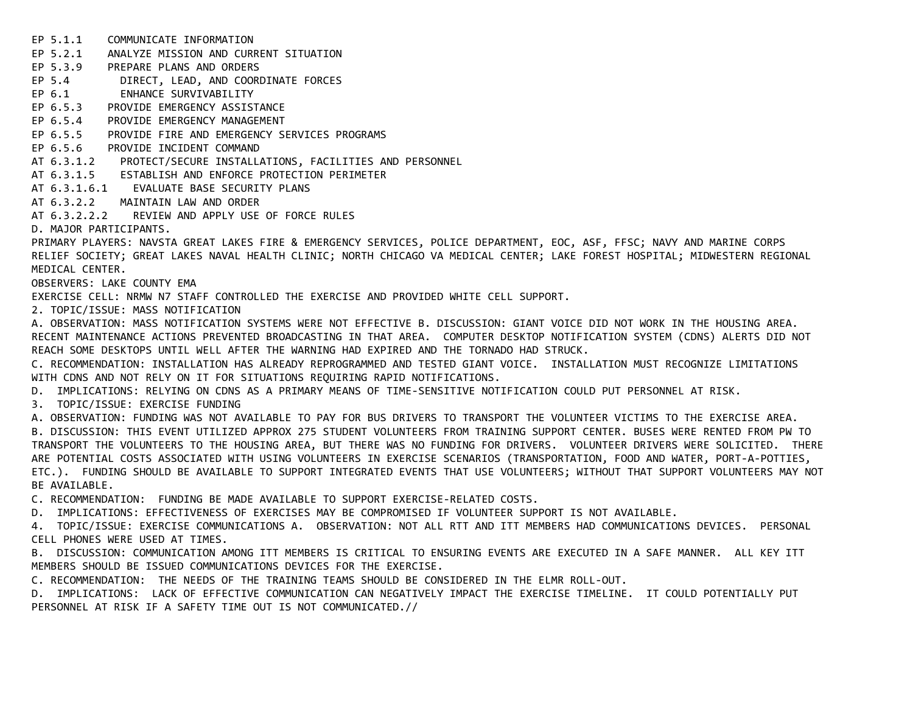EP 5.1.1 COMMUNICATE INFORMATION
EP 5.2.1 ANALYZE MISSION AND CURRENT SITUATION
EP 5.3.9 PREPARE PLANS AND ORDERS
EP 5.4 DIRECT, LEAD, AND COORDINATE FORCES
EP 6.1 ENHANCE SURVIVABILITY
EP 6.5.3 PROVIDE EMERGENCY ASSISTANCE
EP 6.5.4 PROVIDE EMERGENCY MANAGEMENT
EP 6.5.5 PROVIDE FIRE AND EMERGENCY SERVICES PROGRAMS
EP 6.5.6 PROVIDE INCIDENT COMMAND
AT 6.3.1.2 PROTECT/SECURE INSTALLATIONS, FACILITIES AND PERSONNEL
AT 6.3.1.5 ESTABLISH AND ENFORCE PROTECTION PERIMETER
AT 6.3.1.6.1 EVALUATE BASE SECURITY PLANS
AT 6.3.2.2 MAINTAIN LAW AND ORDER
AT 6.3.2.2.2 REVIEW AND APPLY USE OF FORCE RULES
D. MAJOR PARTICIPANTS.
PRIMARY PLAYERS: NAVSTA GREAT LAKES FIRE & EMERGENCY SERVICES, POLICE DEPARTMENT, EOC, ASF, FFSC; NAVY AND MARINE CORPS RELIEF SOCIETY; GREAT LAKES NAVAL HEALTH CLINIC; NORTH CHICAGO VA MEDICAL CENTER; LAKE FOREST HOSPITAL; MIDWESTERN REGIONAL MEDICAL CENTER.
OBSERVERS: LAKE COUNTY EMA
EXERCISE CELL: NRMW N7 STAFF CONTROLLED THE EXERCISE AND PROVIDED WHITE CELL SUPPORT.
2. TOPIC/ISSUE: MASS NOTIFICATION
A. OBSERVATION: MASS NOTIFICATION SYSTEMS WERE NOT EFFECTIVE B. DISCUSSION: GIANT VOICE DID NOT WORK IN THE HOUSING AREA. RECENT MAINTENANCE ACTIONS PREVENTED BROADCASTING IN THAT AREA. COMPUTER DESKTOP NOTIFICATION SYSTEM (CDNS) ALERTS DID NOT REACH SOME DESKTOPS UNTIL WELL AFTER THE WARNING HAD EXPIRED AND THE TORNADO HAD STRUCK.
C. RECOMMENDATION: INSTALLATION HAS ALREADY REPROGRAMMED AND TESTED GIANT VOICE. INSTALLATION MUST RECOGNIZE LIMITATIONS WITH CDNS AND NOT RELY ON IT FOR SITUATIONS REQUIRING RAPID NOTIFICATIONS.
D. IMPLICATIONS: RELYING ON CDNS AS A PRIMARY MEANS OF TIME-SENSITIVE NOTIFICATION COULD PUT PERSONNEL AT RISK.
3. TOPIC/ISSUE: EXERCISE FUNDING
A. OBSERVATION: FUNDING WAS NOT AVAILABLE TO PAY FOR BUS DRIVERS TO TRANSPORT THE VOLUNTEER VICTIMS TO THE EXERCISE AREA.
B. DISCUSSION: THIS EVENT UTILIZED APPROX 275 STUDENT VOLUNTEERS FROM TRAINING SUPPORT CENTER. BUSES WERE RENTED FROM PW TO TRANSPORT THE VOLUNTEERS TO THE HOUSING AREA, BUT THERE WAS NO FUNDING FOR DRIVERS. VOLUNTEER DRIVERS WERE SOLICITED. THERE ARE POTENTIAL COSTS ASSOCIATED WITH USING VOLUNTEERS IN EXERCISE SCENARIOS (TRANSPORTATION, FOOD AND WATER, PORT-A-POTTIES, ETC.). FUNDING SHOULD BE AVAILABLE TO SUPPORT INTEGRATED EVENTS THAT USE VOLUNTEERS; WITHOUT THAT SUPPORT VOLUNTEERS MAY NOT BE AVAILABLE.
C. RECOMMENDATION: FUNDING BE MADE AVAILABLE TO SUPPORT EXERCISE-RELATED COSTS.
D. IMPLICATIONS: EFFECTIVENESS OF EXERCISES MAY BE COMPROMISED IF VOLUNTEER SUPPORT IS NOT AVAILABLE.
4. TOPIC/ISSUE: EXERCISE COMMUNICATIONS A. OBSERVATION: NOT ALL RTT AND ITT MEMBERS HAD COMMUNICATIONS DEVICES. PERSONAL CELL PHONES WERE USED AT TIMES.
B. DISCUSSION: COMMUNICATION AMONG ITT MEMBERS IS CRITICAL TO ENSURING EVENTS ARE EXECUTED IN A SAFE MANNER. ALL KEY ITT MEMBERS SHOULD BE ISSUED COMMUNICATIONS DEVICES FOR THE EXERCISE.
C. RECOMMENDATION: THE NEEDS OF THE TRAINING TEAMS SHOULD BE CONSIDERED IN THE ELMR ROLL-OUT.
D. IMPLICATIONS: LACK OF EFFECTIVE COMMUNICATION CAN NEGATIVELY IMPACT THE EXERCISE TIMELINE. IT COULD POTENTIALLY PUT PERSONNEL AT RISK IF A SAFETY TIME OUT IS NOT COMMUNICATED.//